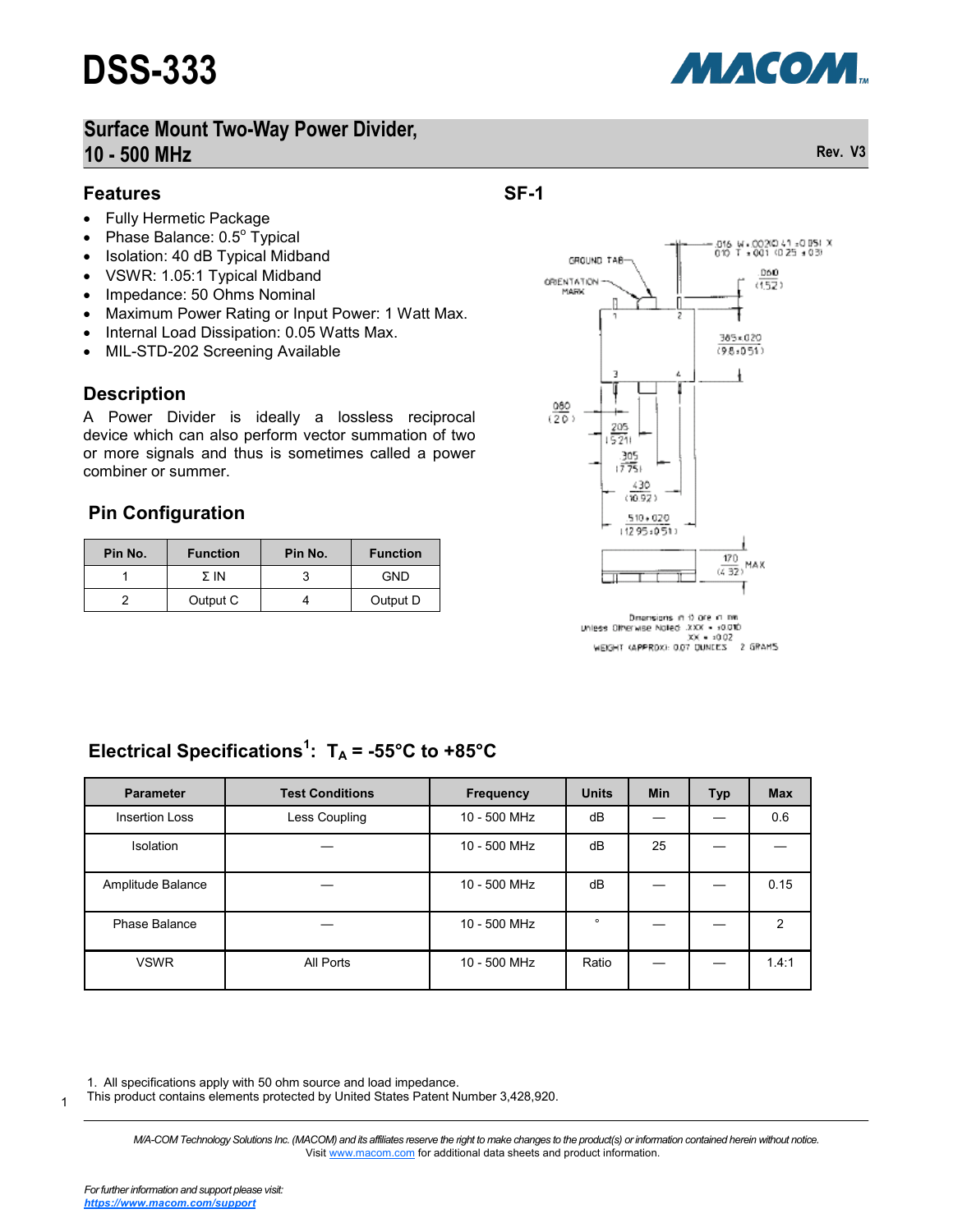# DSS-333

## Surface Mount Two-Way Power Divider, 10 - 500 MHz

Rev. V3

### Features

- Fully Hermetic Package
- Phase Balance: 0.5° Typical
- Isolation: 40 dB Typical Midband
- VSWR: 1.05:1 Typical Midband
- Impedance: 50 Ohms Nominal
- Maximum Power Rating or Input Power: 1 Watt Max.
- Internal Load Dissipation: 0.05 Watts Max.
- MIL-STD-202 Screening Available

### Description

A Power Divider is ideally a lossless reciprocal device which can also perform vector summation of two or more signals and thus is sometimes called a power combiner or summer.

### Pin Configuration

| Pin No. | Function | Pin No. | Function |
|---|---|---|---|
| 1 | Σ IN | 3 | GND |
| 2 | Output C | 4 | Output D |

### SF-1

Dimensions in () are in mm
Unless Otherwise Noted: .XXX = ±0.010
.XX = ±0.02
WEIGHT (APPROX): 0.07 OUNCES 2 GRAMS

### Electrical Specifications[1]: $T_A$ = -55°C to +85°C

| Parameter | Test Conditions | Frequency | Units | Min | Typ | Max |
|---|---|---|---|---|---|---|
| Insertion Loss | Less Coupling | 10 - 500 MHz | dB | — | — | 0.6 |
| Isolation | — | 10 - 500 MHz | dB | 25 | — | — |
| Amplitude Balance | — | 10 - 500 MHz | dB | — | — | 0.15 |
| Phase Balance | — | 10 - 500 MHz | ° | — | — | 2 |
| VSWR | All Ports | 10 - 500 MHz | Ratio | — | — | 1.4:1 |

1. All specifications apply with 50 ohm source and load impedance.

This product contains elements protected by United States Patent Number 3,428,920.

*M/A-COM Technology Solutions Inc. (MACOM) and its affiliates reserve the right to make changes to the product(s) or information contained herein without notice.*
Visit www.macom.com for additional data sheets and product information.

*For further information and support please visit:*
***https://www.macom.com/support***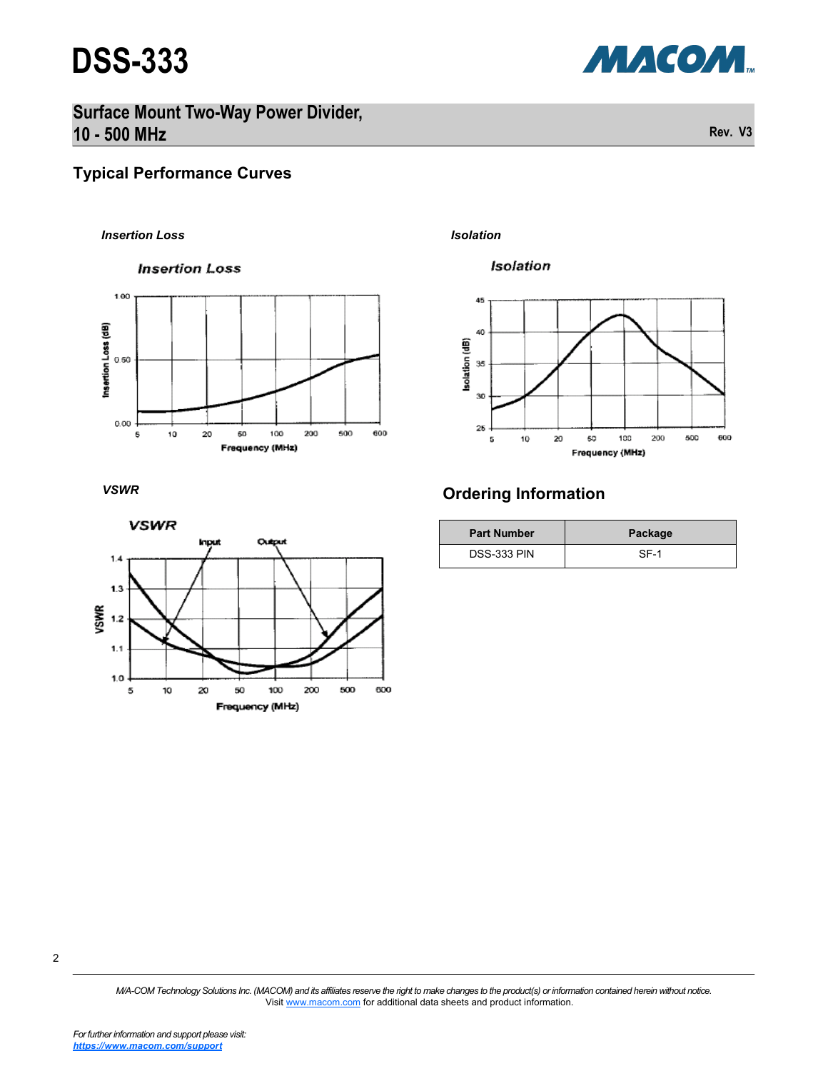# DSS-333

## Surface Mount Two-Way Power Divider, 10 - 500 MHz

Rev. V3

## Typical Performance Curves

*Insertion Loss*

*Isolation*

*VSWR*

## Ordering Information

| Part Number | Package |
|---|---|
| DSS-333 PIN | SF-1 |

*M/A-COM Technology Solutions Inc. (MACOM) and its affiliates reserve the right to make changes to the product(s) or information contained herein without notice.*
Visit www.macom.com for additional data sheets and product information.

*For further information and support please visit:*
***https://www.macom.com/support***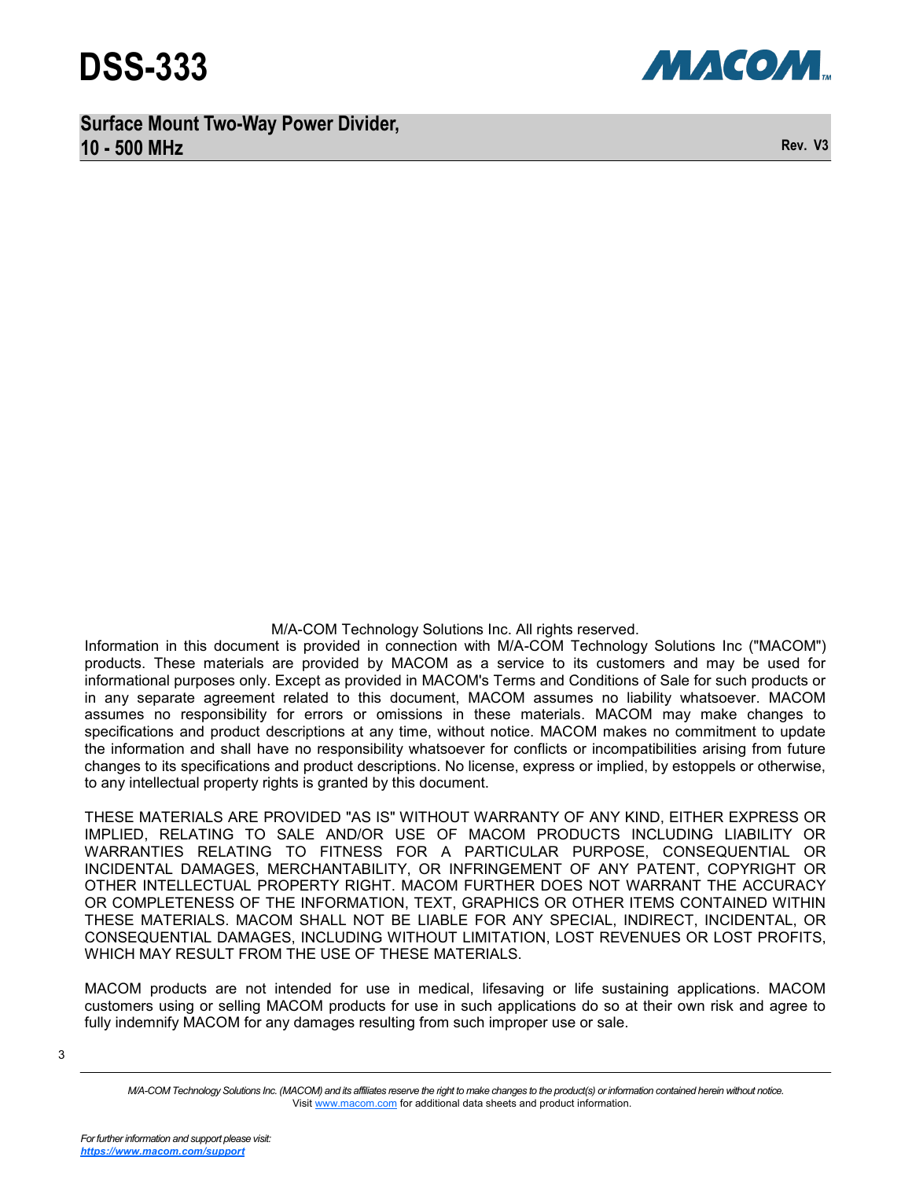M/A-COM Technology Solutions Inc. All rights reserved.

Information in this document is provided in connection with M/A-COM Technology Solutions Inc ("MACOM") products. These materials are provided by MACOM as a service to its customers and may be used for informational purposes only. Except as provided in MACOM's Terms and Conditions of Sale for such products or in any separate agreement related to this document, MACOM assumes no liability whatsoever. MACOM assumes no responsibility for errors or omissions in these materials. MACOM may make changes to specifications and product descriptions at any time, without notice. MACOM makes no commitment to update the information and shall have no responsibility whatsoever for conflicts or incompatibilities arising from future changes to its specifications and product descriptions. No license, express or implied, by estoppels or otherwise, to any intellectual property rights is granted by this document.

THESE MATERIALS ARE PROVIDED "AS IS" WITHOUT WARRANTY OF ANY KIND, EITHER EXPRESS OR IMPLIED, RELATING TO SALE AND/OR USE OF MACOM PRODUCTS INCLUDING LIABILITY OR WARRANTIES RELATING TO FITNESS FOR A PARTICULAR PURPOSE, CONSEQUENTIAL OR INCIDENTAL DAMAGES, MERCHANTABILITY, OR INFRINGEMENT OF ANY PATENT, COPYRIGHT OR OTHER INTELLECTUAL PROPERTY RIGHT. MACOM FURTHER DOES NOT WARRANT THE ACCURACY OR COMPLETENESS OF THE INFORMATION, TEXT, GRAPHICS OR OTHER ITEMS CONTAINED WITHIN THESE MATERIALS. MACOM SHALL NOT BE LIABLE FOR ANY SPECIAL, INDIRECT, INCIDENTAL, OR CONSEQUENTIAL DAMAGES, INCLUDING WITHOUT LIMITATION, LOST REVENUES OR LOST PROFITS, WHICH MAY RESULT FROM THE USE OF THESE MATERIALS.

MACOM products are not intended for use in medical, lifesaving or life sustaining applications. MACOM customers using or selling MACOM products for use in such applications do so at their own risk and agree to fully indemnify MACOM for any damages resulting from such improper use or sale.